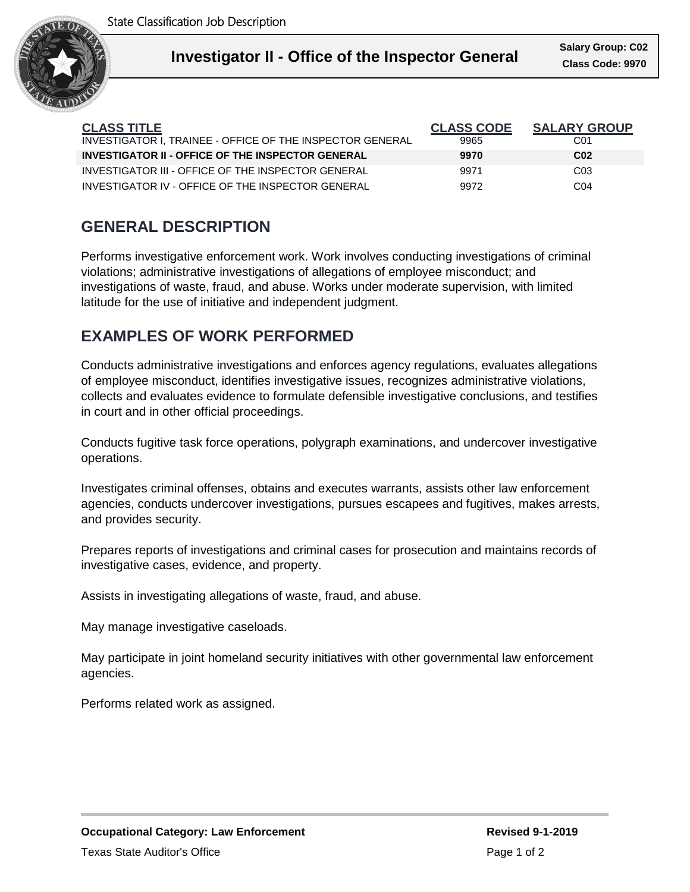State Classification Job Description

# Investigator II - Office of the Inspector General

**Salary Group: C02**
**Class Code: 9970**

| CLASS TITLE | CLASS CODE | SALARY GROUP |
|---|---|---|
| INVESTIGATOR I, TRAINEE - OFFICE OF THE INSPECTOR GENERAL | 9965 | C01 |
| **INVESTIGATOR II - OFFICE OF THE INSPECTOR GENERAL** | **9970** | **C02** |
| INVESTIGATOR III - OFFICE OF THE INSPECTOR GENERAL | 9971 | C03 |
| INVESTIGATOR IV - OFFICE OF THE INSPECTOR GENERAL | 9972 | C04 |

## GENERAL DESCRIPTION

Performs investigative enforcement work. Work involves conducting investigations of criminal violations; administrative investigations of allegations of employee misconduct; and investigations of waste, fraud, and abuse. Works under moderate supervision, with limited latitude for the use of initiative and independent judgment.

## EXAMPLES OF WORK PERFORMED

Conducts administrative investigations and enforces agency regulations, evaluates allegations of employee misconduct, identifies investigative issues, recognizes administrative violations, collects and evaluates evidence to formulate defensible investigative conclusions, and testifies in court and in other official proceedings.

Conducts fugitive task force operations, polygraph examinations, and undercover investigative operations.

Investigates criminal offenses, obtains and executes warrants, assists other law enforcement agencies, conducts undercover investigations, pursues escapees and fugitives, makes arrests, and provides security.

Prepares reports of investigations and criminal cases for prosecution and maintains records of investigative cases, evidence, and property.

Assists in investigating allegations of waste, fraud, and abuse.

May manage investigative caseloads.

May participate in joint homeland security initiatives with other governmental law enforcement agencies.

Performs related work as assigned.

**Occupational Category: Law Enforcement**

**Revised 9-1-2019**

Texas State Auditor's Office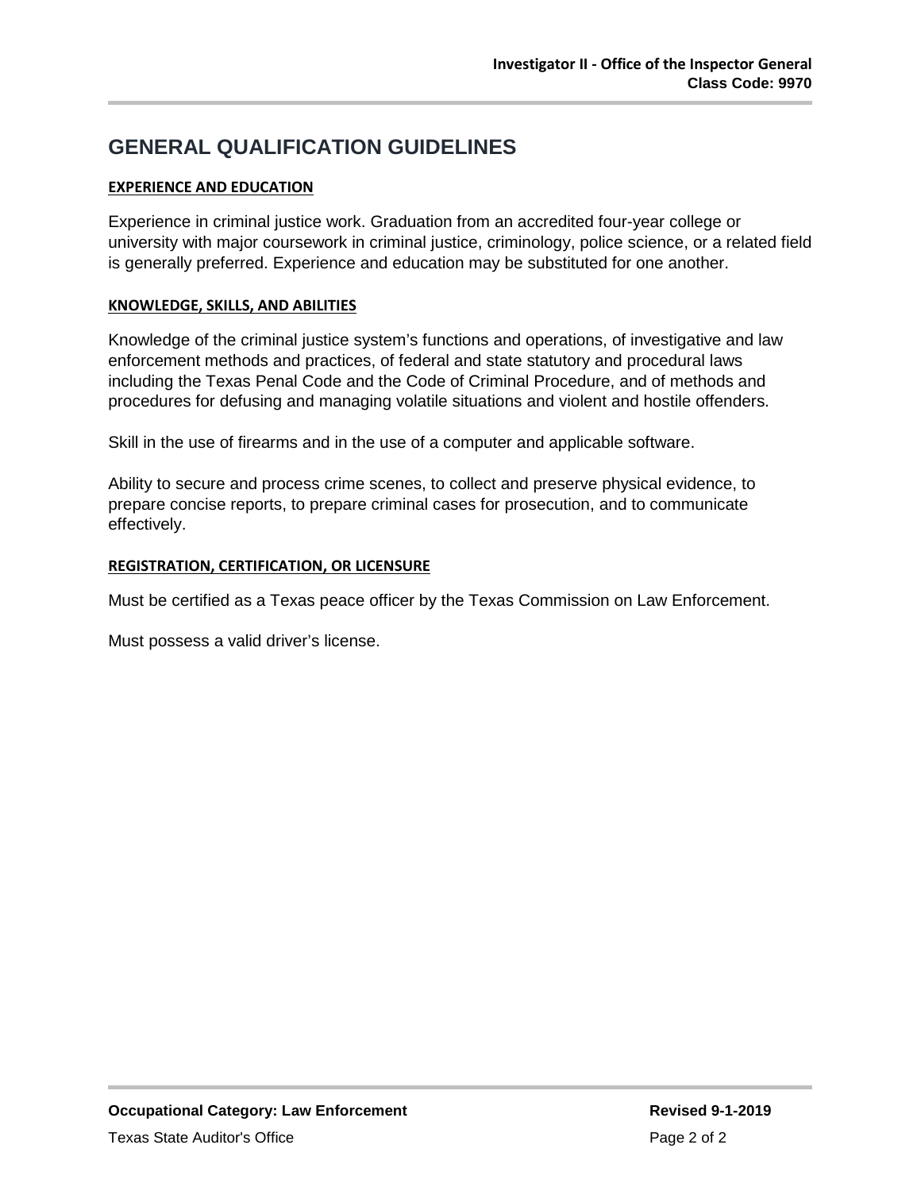## GENERAL QUALIFICATION GUIDELINES

### EXPERIENCE AND EDUCATION

Experience in criminal justice work. Graduation from an accredited four-year college or university with major coursework in criminal justice, criminology, police science, or a related field is generally preferred. Experience and education may be substituted for one another.

### KNOWLEDGE, SKILLS, AND ABILITIES

Knowledge of the criminal justice system's functions and operations, of investigative and law enforcement methods and practices, of federal and state statutory and procedural laws including the Texas Penal Code and the Code of Criminal Procedure, and of methods and procedures for defusing and managing volatile situations and violent and hostile offenders.

Skill in the use of firearms and in the use of a computer and applicable software.

Ability to secure and process crime scenes, to collect and preserve physical evidence, to prepare concise reports, to prepare criminal cases for prosecution, and to communicate effectively.

### REGISTRATION, CERTIFICATION, OR LICENSURE

Must be certified as a Texas peace officer by the Texas Commission on Law Enforcement.

Must possess a valid driver's license.